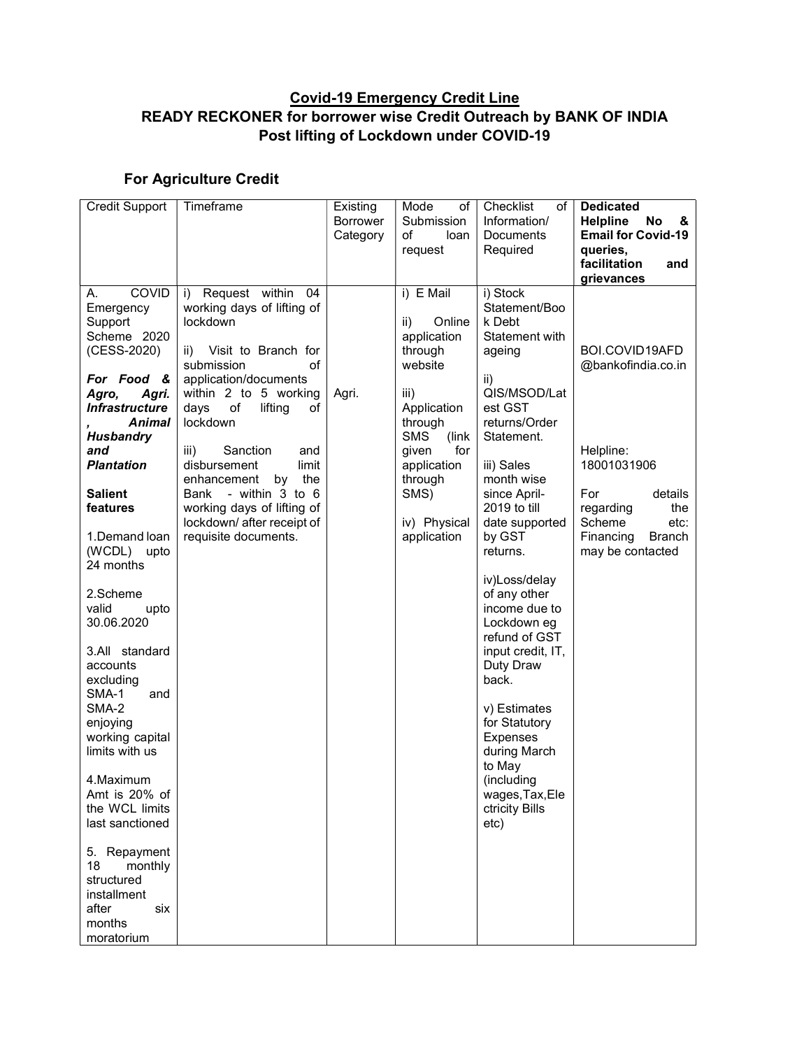## Covid-19 Emergency Credit Line
## READY RECKONER for borrower wise Credit Outreach by BANK OF INDIA Post lifting of Lockdown under COVID-19

### For Agriculture Credit

| Credit Support | Timeframe | Existing Borrower Category | Mode of Submission of loan request | Checklist of Information/ Documents Required | **Dedicated Helpline No & Email for Covid-19 queries, facilitation and grievances** |
|---|---|---|---|---|---|
| A. COVID Emergency Support Scheme 2020 (CESS-2020)<br><br>***For Food & Agro, Agri. Infrastructure, Animal Husbandry and Plantation***<br><br>**Salient features**<br><br>1.Demand loan (WCDL) upto 24 months<br><br>2.Scheme valid upto 30.06.2020<br><br>3.All standard accounts excluding SMA-1 and SMA-2 enjoying working capital limits with us<br><br>4.Maximum Amt is 20% of the WCL limits last sanctioned<br><br>5. Repayment 18 monthly structured installment after six months moratorium | i) Request within 04 working days of lifting of lockdown<br><br>ii) Visit to Branch for submission of application/documents within 2 to 5 working days of lifting of lockdown<br><br>iii) Sanction and disbursement limit enhancement by the Bank - within 3 to 6 working days of lifting of lockdown/ after receipt of requisite documents. | Agri. | i) E Mail<br><br>ii) Online application through website<br><br>iii) Application through SMS (link given for application through SMS)<br><br>iv) Physical application | i) Stock Statement/Book Debt Statement with ageing<br><br>ii) QIS/MSOD/Latest GST returns/Order Statement.<br><br>iii) Sales month wise since April-2019 to till date supported by GST returns.<br><br>iv)Loss/delay of any other income due to Lockdown eg refund of GST input credit, IT, Duty Draw back.<br><br>v) Estimates for Statutory Expenses during March to May (including wages,Tax,Electricity Bills etc) | BOI.COVID19AFD@bankofindia.co.in<br><br>Helpline: 18001031906<br><br>For details regarding the Scheme etc: Financing Branch may be contacted |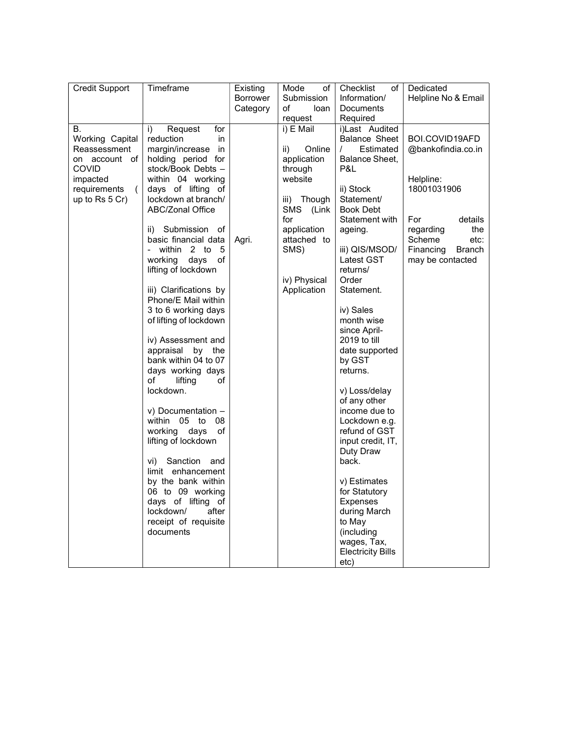| Credit Support | Timeframe | Existing Borrower Category | Mode of Submission of loan request | Checklist of Information/ Documents Required | Dedicated Helpline No & Email |
|---|---|---|---|---|---|
| B. Working Capital Reassessment on account of COVID impacted requirements ( up to Rs 5 Cr) | i) Request for reduction in margin/increase in holding period for stock/Book Debts – within 04 working days of lifting of lockdown at branch/ ABC/Zonal Office<br><br>ii) Submission of basic financial data - within 2 to 5 working days of lifting of lockdown<br><br>iii) Clarifications by Phone/E Mail within 3 to 6 working days of lifting of lockdown<br><br>iv) Assessment and appraisal by the bank within 04 to 07 days working days of lifting of lockdown.<br><br>v) Documentation – within 05 to 08 working days of lifting of lockdown<br><br>vi) Sanction and limit enhancement by the bank within 06 to 09 working days of lifting of lockdown/ after receipt of requisite documents | Agri. | i) E Mail<br><br>ii) Online application through website<br><br>iii) Though SMS (Link for application attached to SMS)<br><br>iv) Physical Application | i)Last Audited Balance Sheet / Estimated Balance Sheet, P&L<br><br>ii) Stock Statement/ Book Debt Statement with ageing.<br><br>iii) QIS/MSOD/ Latest GST returns/ Order Statement.<br><br>iv) Sales month wise since April-2019 to till date supported by GST returns.<br><br>v) Loss/delay of any other income due to Lockdown e.g. refund of GST input credit, IT, Duty Draw back.<br><br>v) Estimates for Statutory Expenses during March to May (including wages, Tax, Electricity Bills etc) | BOI.COVID19AFD @bankofindia.co.in<br><br>Helpline: 18001031906<br><br>For details regarding the Scheme etc: Financing Branch may be contacted |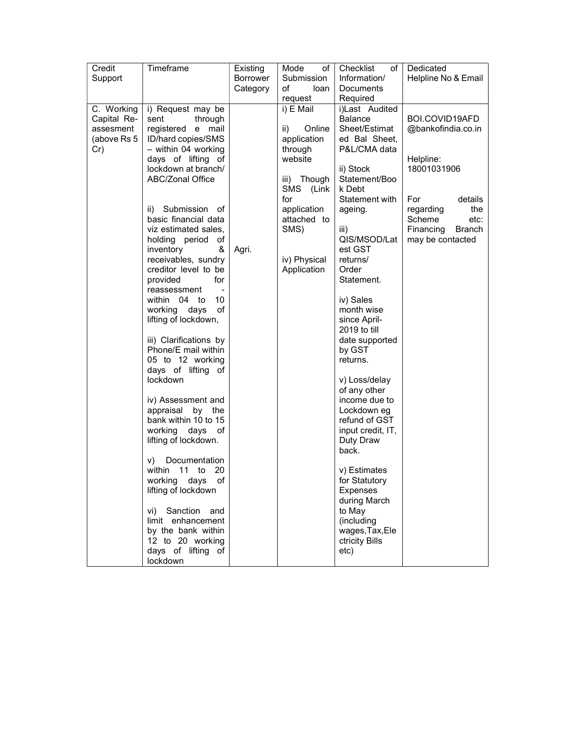| Credit Support | Timeframe | Existing Borrower Category | Mode of Submission of loan request | Checklist of Information/ Documents Required | Dedicated Helpline No & Email |
|---|---|---|---|---|---|
| C. Working Capital Re-assesment (above Rs 5 Cr) | i) Request may be sent through registered e mail ID/hard copies/SMS – within 04 working days of lifting of lockdown at branch/ ABC/Zonal Office<br><br>ii) Submission of basic financial data viz estimated sales, holding period of inventory & receivables, sundry creditor level to be provided for reassessment - within 04 to 10 working days of lifting of lockdown,<br><br>iii) Clarifications by Phone/E mail within 05 to 12 working days of lifting of lockdown<br><br>iv) Assessment and appraisal by the bank within 10 to 15 working days of lifting of lockdown.<br><br>v) Documentation within 11 to 20 working days of lifting of lockdown<br><br>vi) Sanction and limit enhancement by the bank within 12 to 20 working days of lifting of lockdown | Agri. | i) E Mail<br><br>ii) Online application through website<br><br>iii) Though SMS (Link for application attached to SMS)<br><br>iv) Physical Application | i)Last Audited Balance Sheet/Estimated Bal Sheet, P&L/CMA data<br><br>ii) Stock Statement/Book Debt Statement with ageing.<br><br>iii) QIS/MSOD/Latest GST returns/ Order Statement.<br><br>iv) Sales month wise since April-2019 to till date supported by GST returns.<br><br>v) Loss/delay of any other income due to Lockdown eg refund of GST input credit, IT, Duty Draw back.<br><br>v) Estimates for Statutory Expenses during March to May (including wages,Tax,Electricity Bills etc) | BOI.COVID19AFD@bankofindia.co.in<br><br>Helpline: 18001031906<br><br>For details regarding the Scheme etc: Financing Branch may be contacted |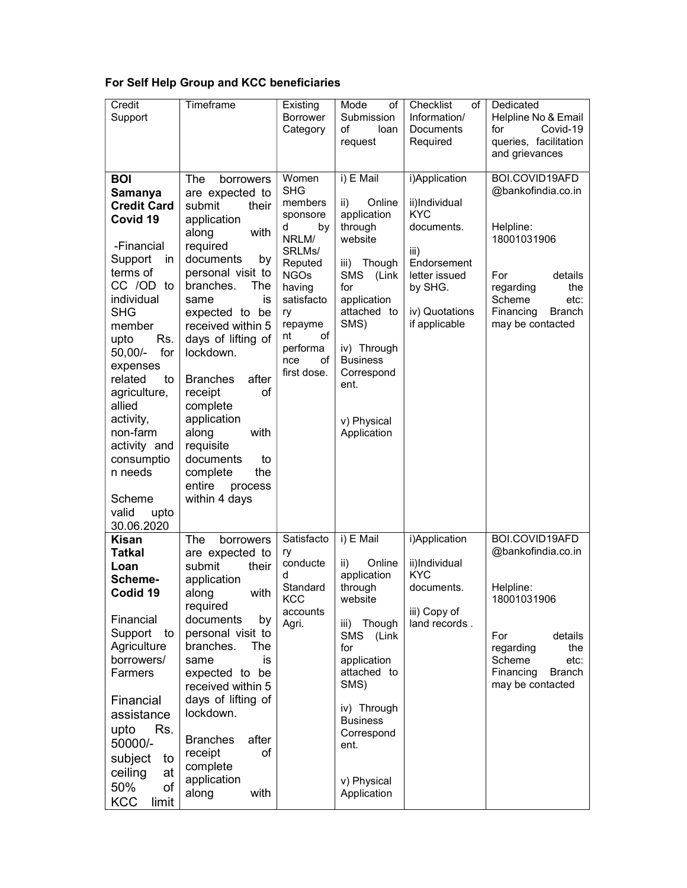**For Self Help Group and KCC beneficiaries**

| Credit Support | Timeframe | Existing Borrower Category | Mode of Submission of loan request | Checklist of Information/ Documents Required | Dedicated Helpline No & Email for Covid-19 queries, facilitation and grievances |
|---|---|---|---|---|---|
| **BOI Samanya Credit Card Covid 19**<br><br>-Financial Support in terms of CC /OD to individual SHG member upto Rs. 50,00/- for expenses related to agriculture, allied activity, non-farm activity and consumption needs<br><br>Scheme valid upto 30.06.2020 | The borrowers are expected to submit their application along with required documents by personal visit to branches. The same is expected to be received within 5 days of lifting of lockdown.<br><br>Branches after receipt of complete application along with requisite documents to complete the entire process within 4 days | Women SHG members sponsored by NRLM/ SRLMs/ Reputed NGOs having satisfactory repayment of performance of first dose. | i) E Mail<br><br>ii) Online application through website<br><br>iii) Though SMS (Link for application attached to SMS)<br><br>iv) Through Business Correspondent.<br><br>v) Physical Application | i)Application<br><br>ii)Individual KYC documents.<br><br>iii) Endorsement letter issued by SHG.<br><br>iv) Quotations if applicable | BOI.COVID19AFD@bankofindia.co.in<br><br>Helpline: 18001031906<br><br>For details regarding the Scheme etc: Financing Branch may be contacted |
| **Kisan Tatkal Loan Scheme-Codid 19**<br><br>Financial Support to Agriculture borrowers/ Farmers<br><br>Financial assistance upto Rs. 50000/- subject to ceiling at 50% of KCC limit | The borrowers are expected to submit their application along with required documents by personal visit to branches. The same is expected to be received within 5 days of lifting of lockdown.<br><br>Branches after receipt of complete application along with | Satisfactory conducted Standard KCC accounts Agri. | i) E Mail<br><br>ii) Online application through website<br><br>iii) Though SMS (Link for application attached to SMS)<br><br>iv) Through Business Correspondent.<br><br>v) Physical Application | i)Application<br><br>ii)Individual KYC documents.<br><br>iii) Copy of land records . | BOI.COVID19AFD@bankofindia.co.in<br><br>Helpline: 18001031906<br><br>For details regarding the Scheme etc: Financing Branch may be contacted |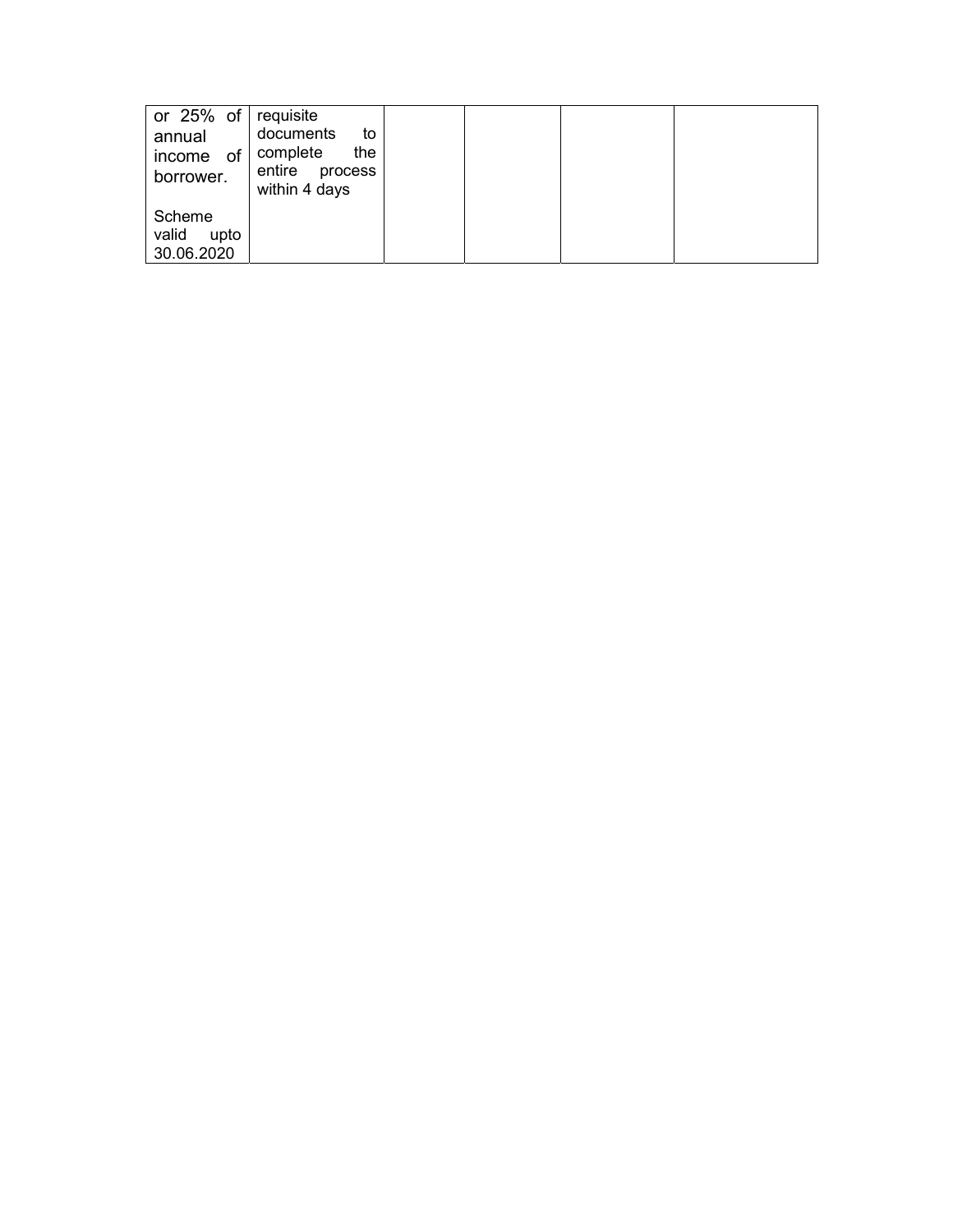| | | | | | |
|---|---|---|---|---|---|
| or 25% of annual income of borrower.<br><br>Scheme valid upto 30.06.2020 | requisite documents to complete the entire process within 4 days | | | | |